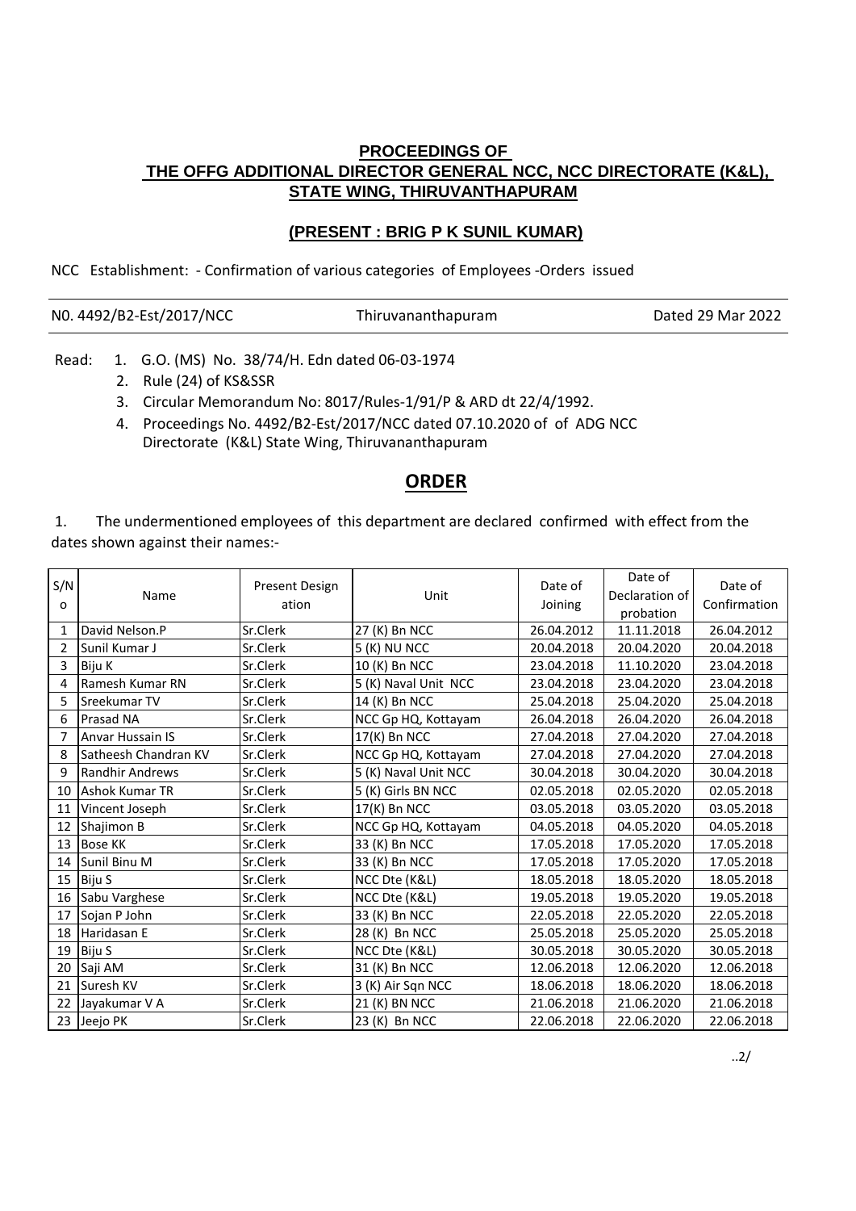**PROCEEDINGS OF**
**THE OFFG ADDITIONAL DIRECTOR GENERAL NCC, NCC DIRECTORATE (K&L), STATE WING, THIRUVANTHAPURAM**

**(PRESENT : BRIG P K SUNIL KUMAR)**

NCC Establishment: - Confirmation of various categories of Employees -Orders issued

N0. 4492/B2-Est/2017/NCC    Thiruvananthapuram    Dated 29 Mar 2022

Read:
1. G.O. (MS) No. 38/74/H. Edn dated 06-03-1974
2. Rule (24) of KS&SSR
3. Circular Memorandum No: 8017/Rules-1/91/P & ARD dt 22/4/1992.
4. Proceedings No. 4492/B2-Est/2017/NCC dated 07.10.2020 of of ADG NCC Directorate (K&L) State Wing, Thiruvananthapuram

## ORDER

1. The undermentioned employees of this department are declared confirmed with effect from the dates shown against their names:-

| S/No | Name | Present Designation | Unit | Date of Joining | Date of Declaration of probation | Date of Confirmation |
|---|---|---|---|---|---|---|
| 1 | David Nelson.P | Sr.Clerk | 27 (K) Bn NCC | 26.04.2012 | 11.11.2018 | 26.04.2012 |
| 2 | Sunil Kumar J | Sr.Clerk | 5 (K) NU NCC | 20.04.2018 | 20.04.2020 | 20.04.2018 |
| 3 | Biju K | Sr.Clerk | 10 (K) Bn NCC | 23.04.2018 | 11.10.2020 | 23.04.2018 |
| 4 | Ramesh Kumar RN | Sr.Clerk | 5 (K) Naval Unit NCC | 23.04.2018 | 23.04.2020 | 23.04.2018 |
| 5 | Sreekumar TV | Sr.Clerk | 14 (K) Bn NCC | 25.04.2018 | 25.04.2020 | 25.04.2018 |
| 6 | Prasad NA | Sr.Clerk | NCC Gp HQ, Kottayam | 26.04.2018 | 26.04.2020 | 26.04.2018 |
| 7 | Anvar Hussain IS | Sr.Clerk | 17(K) Bn NCC | 27.04.2018 | 27.04.2020 | 27.04.2018 |
| 8 | Satheesh Chandran KV | Sr.Clerk | NCC Gp HQ, Kottayam | 27.04.2018 | 27.04.2020 | 27.04.2018 |
| 9 | Randhir Andrews | Sr.Clerk | 5 (K) Naval Unit NCC | 30.04.2018 | 30.04.2020 | 30.04.2018 |
| 10 | Ashok Kumar TR | Sr.Clerk | 5 (K) Girls BN NCC | 02.05.2018 | 02.05.2020 | 02.05.2018 |
| 11 | Vincent Joseph | Sr.Clerk | 17(K) Bn NCC | 03.05.2018 | 03.05.2020 | 03.05.2018 |
| 12 | Shajimon B | Sr.Clerk | NCC Gp HQ, Kottayam | 04.05.2018 | 04.05.2020 | 04.05.2018 |
| 13 | Bose KK | Sr.Clerk | 33 (K) Bn NCC | 17.05.2018 | 17.05.2020 | 17.05.2018 |
| 14 | Sunil Binu M | Sr.Clerk | 33 (K) Bn NCC | 17.05.2018 | 17.05.2020 | 17.05.2018 |
| 15 | Biju S | Sr.Clerk | NCC Dte (K&L) | 18.05.2018 | 18.05.2020 | 18.05.2018 |
| 16 | Sabu Varghese | Sr.Clerk | NCC Dte (K&L) | 19.05.2018 | 19.05.2020 | 19.05.2018 |
| 17 | Sojan P John | Sr.Clerk | 33 (K) Bn NCC | 22.05.2018 | 22.05.2020 | 22.05.2018 |
| 18 | Haridasan E | Sr.Clerk | 28 (K) Bn NCC | 25.05.2018 | 25.05.2020 | 25.05.2018 |
| 19 | Biju S | Sr.Clerk | NCC Dte (K&L) | 30.05.2018 | 30.05.2020 | 30.05.2018 |
| 20 | Saji AM | Sr.Clerk | 31 (K) Bn NCC | 12.06.2018 | 12.06.2020 | 12.06.2018 |
| 21 | Suresh KV | Sr.Clerk | 3 (K) Air Sqn NCC | 18.06.2018 | 18.06.2020 | 18.06.2018 |
| 22 | Jayakumar V A | Sr.Clerk | 21 (K) BN NCC | 21.06.2018 | 21.06.2020 | 21.06.2018 |
| 23 | Jeejo PK | Sr.Clerk | 23 (K) Bn NCC | 22.06.2018 | 22.06.2020 | 22.06.2018 |

..2/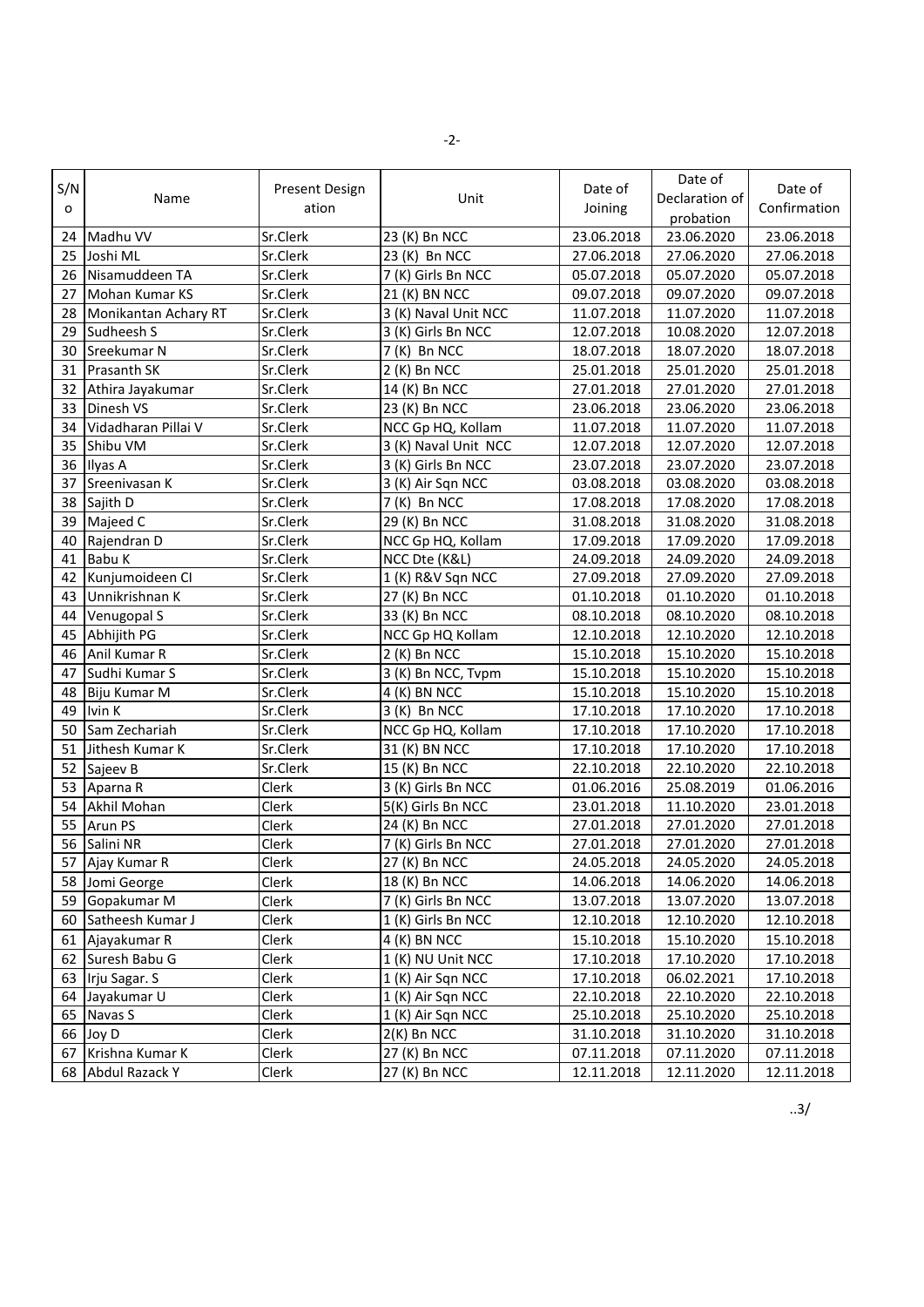| S/No | Name | Present Designation | Unit | Date of Joining | Date of Declaration of probation | Date of Confirmation |
|---|---|---|---|---|---|---|
| 24 | Madhu VV | Sr.Clerk | 23 (K) Bn NCC | 23.06.2018 | 23.06.2020 | 23.06.2018 |
| 25 | Joshi ML | Sr.Clerk | 23 (K) Bn NCC | 27.06.2018 | 27.06.2020 | 27.06.2018 |
| 26 | Nisamuddeen TA | Sr.Clerk | 7 (K) Girls Bn NCC | 05.07.2018 | 05.07.2020 | 05.07.2018 |
| 27 | Mohan Kumar KS | Sr.Clerk | 21 (K) BN NCC | 09.07.2018 | 09.07.2020 | 09.07.2018 |
| 28 | Monikantan Achary RT | Sr.Clerk | 3 (K) Naval Unit NCC | 11.07.2018 | 11.07.2020 | 11.07.2018 |
| 29 | Sudheesh S | Sr.Clerk | 3 (K) Girls Bn NCC | 12.07.2018 | 10.08.2020 | 12.07.2018 |
| 30 | Sreekumar N | Sr.Clerk | 7 (K) Bn NCC | 18.07.2018 | 18.07.2020 | 18.07.2018 |
| 31 | Prasanth SK | Sr.Clerk | 2 (K) Bn NCC | 25.01.2018 | 25.01.2020 | 25.01.2018 |
| 32 | Athira Jayakumar | Sr.Clerk | 14 (K) Bn NCC | 27.01.2018 | 27.01.2020 | 27.01.2018 |
| 33 | Dinesh VS | Sr.Clerk | 23 (K) Bn NCC | 23.06.2018 | 23.06.2020 | 23.06.2018 |
| 34 | Vidadharan Pillai V | Sr.Clerk | NCC Gp HQ, Kollam | 11.07.2018 | 11.07.2020 | 11.07.2018 |
| 35 | Shibu VM | Sr.Clerk | 3 (K) Naval Unit NCC | 12.07.2018 | 12.07.2020 | 12.07.2018 |
| 36 | Ilyas A | Sr.Clerk | 3 (K) Girls Bn NCC | 23.07.2018 | 23.07.2020 | 23.07.2018 |
| 37 | Sreenivasan K | Sr.Clerk | 3 (K) Air Sqn NCC | 03.08.2018 | 03.08.2020 | 03.08.2018 |
| 38 | Sajith D | Sr.Clerk | 7 (K) Bn NCC | 17.08.2018 | 17.08.2020 | 17.08.2018 |
| 39 | Majeed C | Sr.Clerk | 29 (K) Bn NCC | 31.08.2018 | 31.08.2020 | 31.08.2018 |
| 40 | Rajendran D | Sr.Clerk | NCC Gp HQ, Kollam | 17.09.2018 | 17.09.2020 | 17.09.2018 |
| 41 | Babu K | Sr.Clerk | NCC Dte (K&L) | 24.09.2018 | 24.09.2020 | 24.09.2018 |
| 42 | Kunjumoideen CI | Sr.Clerk | 1 (K) R&V Sqn NCC | 27.09.2018 | 27.09.2020 | 27.09.2018 |
| 43 | Unnikrishnan K | Sr.Clerk | 27 (K) Bn NCC | 01.10.2018 | 01.10.2020 | 01.10.2018 |
| 44 | Venugopal S | Sr.Clerk | 33 (K) Bn NCC | 08.10.2018 | 08.10.2020 | 08.10.2018 |
| 45 | Abhijith PG | Sr.Clerk | NCC Gp HQ Kollam | 12.10.2018 | 12.10.2020 | 12.10.2018 |
| 46 | Anil Kumar R | Sr.Clerk | 2 (K) Bn NCC | 15.10.2018 | 15.10.2020 | 15.10.2018 |
| 47 | Sudhi Kumar S | Sr.Clerk | 3 (K) Bn NCC, Tvpm | 15.10.2018 | 15.10.2020 | 15.10.2018 |
| 48 | Biju Kumar M | Sr.Clerk | 4 (K) BN NCC | 15.10.2018 | 15.10.2020 | 15.10.2018 |
| 49 | Ivin K | Sr.Clerk | 3 (K) Bn NCC | 17.10.2018 | 17.10.2020 | 17.10.2018 |
| 50 | Sam Zechariah | Sr.Clerk | NCC Gp HQ, Kollam | 17.10.2018 | 17.10.2020 | 17.10.2018 |
| 51 | Jithesh Kumar K | Sr.Clerk | 31 (K) BN NCC | 17.10.2018 | 17.10.2020 | 17.10.2018 |
| 52 | Sajeev B | Sr.Clerk | 15 (K) Bn NCC | 22.10.2018 | 22.10.2020 | 22.10.2018 |
| 53 | Aparna R | Clerk | 3 (K) Girls Bn NCC | 01.06.2016 | 25.08.2019 | 01.06.2016 |
| 54 | Akhil Mohan | Clerk | 5(K) Girls Bn NCC | 23.01.2018 | 11.10.2020 | 23.01.2018 |
| 55 | Arun PS | Clerk | 24 (K) Bn NCC | 27.01.2018 | 27.01.2020 | 27.01.2018 |
| 56 | Salini NR | Clerk | 7 (K) Girls Bn NCC | 27.01.2018 | 27.01.2020 | 27.01.2018 |
| 57 | Ajay Kumar R | Clerk | 27 (K) Bn NCC | 24.05.2018 | 24.05.2020 | 24.05.2018 |
| 58 | Jomi George | Clerk | 18 (K) Bn NCC | 14.06.2018 | 14.06.2020 | 14.06.2018 |
| 59 | Gopakumar M | Clerk | 7 (K) Girls Bn NCC | 13.07.2018 | 13.07.2020 | 13.07.2018 |
| 60 | Satheesh Kumar J | Clerk | 1 (K) Girls Bn NCC | 12.10.2018 | 12.10.2020 | 12.10.2018 |
| 61 | Ajayakumar R | Clerk | 4 (K) BN NCC | 15.10.2018 | 15.10.2020 | 15.10.2018 |
| 62 | Suresh Babu G | Clerk | 1 (K) NU Unit NCC | 17.10.2018 | 17.10.2020 | 17.10.2018 |
| 63 | Irju Sagar. S | Clerk | 1 (K) Air Sqn NCC | 17.10.2018 | 06.02.2021 | 17.10.2018 |
| 64 | Jayakumar U | Clerk | 1 (K) Air Sqn NCC | 22.10.2018 | 22.10.2020 | 22.10.2018 |
| 65 | Navas S | Clerk | 1 (K) Air Sqn NCC | 25.10.2018 | 25.10.2020 | 25.10.2018 |
| 66 | Joy D | Clerk | 2(K) Bn NCC | 31.10.2018 | 31.10.2020 | 31.10.2018 |
| 67 | Krishna Kumar K | Clerk | 27 (K) Bn NCC | 07.11.2018 | 07.11.2020 | 07.11.2018 |
| 68 | Abdul Razack Y | Clerk | 27 (K) Bn NCC | 12.11.2018 | 12.11.2020 | 12.11.2018 |

..3/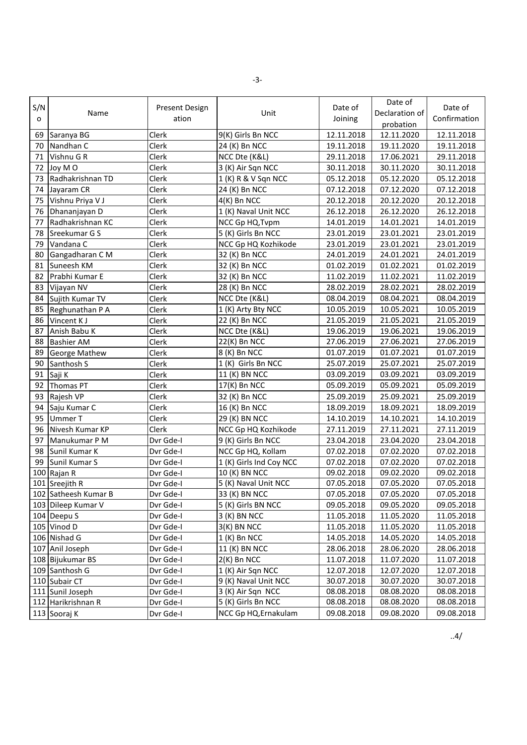| S/No | Name | Present Designation | Unit | Date of Joining | Date of Declaration of probation | Date of Confirmation |
|---|---|---|---|---|---|---|
| 69 | Saranya BG | Clerk | 9(K) Girls Bn NCC | 12.11.2018 | 12.11.2020 | 12.11.2018 |
| 70 | Nandhan C | Clerk | 24 (K) Bn NCC | 19.11.2018 | 19.11.2020 | 19.11.2018 |
| 71 | Vishnu G R | Clerk | NCC Dte (K&L) | 29.11.2018 | 17.06.2021 | 29.11.2018 |
| 72 | Joy M O | Clerk | 3 (K) Air Sqn NCC | 30.11.2018 | 30.11.2020 | 30.11.2018 |
| 73 | Radhakrishnan TD | Clerk | 1 (K) R & V Sqn NCC | 05.12.2018 | 05.12.2020 | 05.12.2018 |
| 74 | Jayaram CR | Clerk | 24 (K) Bn NCC | 07.12.2018 | 07.12.2020 | 07.12.2018 |
| 75 | Vishnu Priya V J | Clerk | 4(K) Bn NCC | 20.12.2018 | 20.12.2020 | 20.12.2018 |
| 76 | Dhananjayan D | Clerk | 1 (K) Naval Unit NCC | 26.12.2018 | 26.12.2020 | 26.12.2018 |
| 77 | Radhakrishnan KC | Clerk | NCC Gp HQ,Tvpm | 14.01.2019 | 14.01.2021 | 14.01.2019 |
| 78 | Sreekumar G S | Clerk | 5 (K) Girls Bn NCC | 23.01.2019 | 23.01.2021 | 23.01.2019 |
| 79 | Vandana C | Clerk | NCC Gp HQ Kozhikode | 23.01.2019 | 23.01.2021 | 23.01.2019 |
| 80 | Gangadharan C M | Clerk | 32 (K) Bn NCC | 24.01.2019 | 24.01.2021 | 24.01.2019 |
| 81 | Suneesh KM | Clerk | 32 (K) Bn NCC | 01.02.2019 | 01.02.2021 | 01.02.2019 |
| 82 | Prabhi Kumar E | Clerk | 32 (K) Bn NCC | 11.02.2019 | 11.02.2021 | 11.02.2019 |
| 83 | Vijayan NV | Clerk | 28 (K) Bn NCC | 28.02.2019 | 28.02.2021 | 28.02.2019 |
| 84 | Sujith Kumar TV | Clerk | NCC Dte (K&L) | 08.04.2019 | 08.04.2021 | 08.04.2019 |
| 85 | Reghunathan P A | Clerk | 1 (K) Arty Bty NCC | 10.05.2019 | 10.05.2021 | 10.05.2019 |
| 86 | Vincent K J | Clerk | 22 (K) Bn NCC | 21.05.2019 | 21.05.2021 | 21.05.2019 |
| 87 | Anish Babu K | Clerk | NCC Dte (K&L) | 19.06.2019 | 19.06.2021 | 19.06.2019 |
| 88 | Bashier AM | Clerk | 22(K) Bn NCC | 27.06.2019 | 27.06.2021 | 27.06.2019 |
| 89 | George Mathew | Clerk | 8 (K) Bn NCC | 01.07.2019 | 01.07.2021 | 01.07.2019 |
| 90 | Santhosh S | Clerk | 1 (K) Girls Bn NCC | 25.07.2019 | 25.07.2021 | 25.07.2019 |
| 91 | Saji K | Clerk | 11 (K) BN NCC | 03.09.2019 | 03.09.2021 | 03.09.2019 |
| 92 | Thomas PT | Clerk | 17(K) Bn NCC | 05.09.2019 | 05.09.2021 | 05.09.2019 |
| 93 | Rajesh VP | Clerk | 32 (K) Bn NCC | 25.09.2019 | 25.09.2021 | 25.09.2019 |
| 94 | Saju Kumar C | Clerk | 16 (K) Bn NCC | 18.09.2019 | 18.09.2021 | 18.09.2019 |
| 95 | Ummer T | Clerk | 29 (K) BN NCC | 14.10.2019 | 14.10.2021 | 14.10.2019 |
| 96 | Nivesh Kumar KP | Clerk | NCC Gp HQ Kozhikode | 27.11.2019 | 27.11.2021 | 27.11.2019 |
| 97 | Manukumar P M | Dvr Gde-I | 9 (K) Girls Bn NCC | 23.04.2018 | 23.04.2020 | 23.04.2018 |
| 98 | Sunil Kumar K | Dvr Gde-I | NCC Gp HQ, Kollam | 07.02.2018 | 07.02.2020 | 07.02.2018 |
| 99 | Sunil Kumar S | Dvr Gde-I | 1 (K) Girls Ind Coy NCC | 07.02.2018 | 07.02.2020 | 07.02.2018 |
| 100 | Rajan R | Dvr Gde-I | 10 (K) BN NCC | 09.02.2018 | 09.02.2020 | 09.02.2018 |
| 101 | Sreejith R | Dvr Gde-I | 5 (K) Naval Unit NCC | 07.05.2018 | 07.05.2020 | 07.05.2018 |
| 102 | Satheesh Kumar B | Dvr Gde-I | 33 (K) BN NCC | 07.05.2018 | 07.05.2020 | 07.05.2018 |
| 103 | Dileep Kumar V | Dvr Gde-I | 5 (K) Girls BN NCC | 09.05.2018 | 09.05.2020 | 09.05.2018 |
| 104 | Deepu S | Dvr Gde-I | 3 (K) BN NCC | 11.05.2018 | 11.05.2020 | 11.05.2018 |
| 105 | Vinod D | Dvr Gde-I | 3(K) BN NCC | 11.05.2018 | 11.05.2020 | 11.05.2018 |
| 106 | Nishad G | Dvr Gde-I | 1 (K) Bn NCC | 14.05.2018 | 14.05.2020 | 14.05.2018 |
| 107 | Anil Joseph | Dvr Gde-I | 11 (K) BN NCC | 28.06.2018 | 28.06.2020 | 28.06.2018 |
| 108 | Bijukumar BS | Dvr Gde-I | 2(K) Bn NCC | 11.07.2018 | 11.07.2020 | 11.07.2018 |
| 109 | Santhosh G | Dvr Gde-I | 1 (K) Air Sqn NCC | 12.07.2018 | 12.07.2020 | 12.07.2018 |
| 110 | Subair CT | Dvr Gde-I | 9 (K) Naval Unit NCC | 30.07.2018 | 30.07.2020 | 30.07.2018 |
| 111 | Sunil Joseph | Dvr Gde-I | 3 (K) Air Sqn NCC | 08.08.2018 | 08.08.2020 | 08.08.2018 |
| 112 | Harikrishnan R | Dvr Gde-I | 5 (K) Girls Bn NCC | 08.08.2018 | 08.08.2020 | 08.08.2018 |
| 113 | Sooraj K | Dvr Gde-I | NCC Gp HQ,Ernakulam | 09.08.2018 | 09.08.2020 | 09.08.2018 |

..4/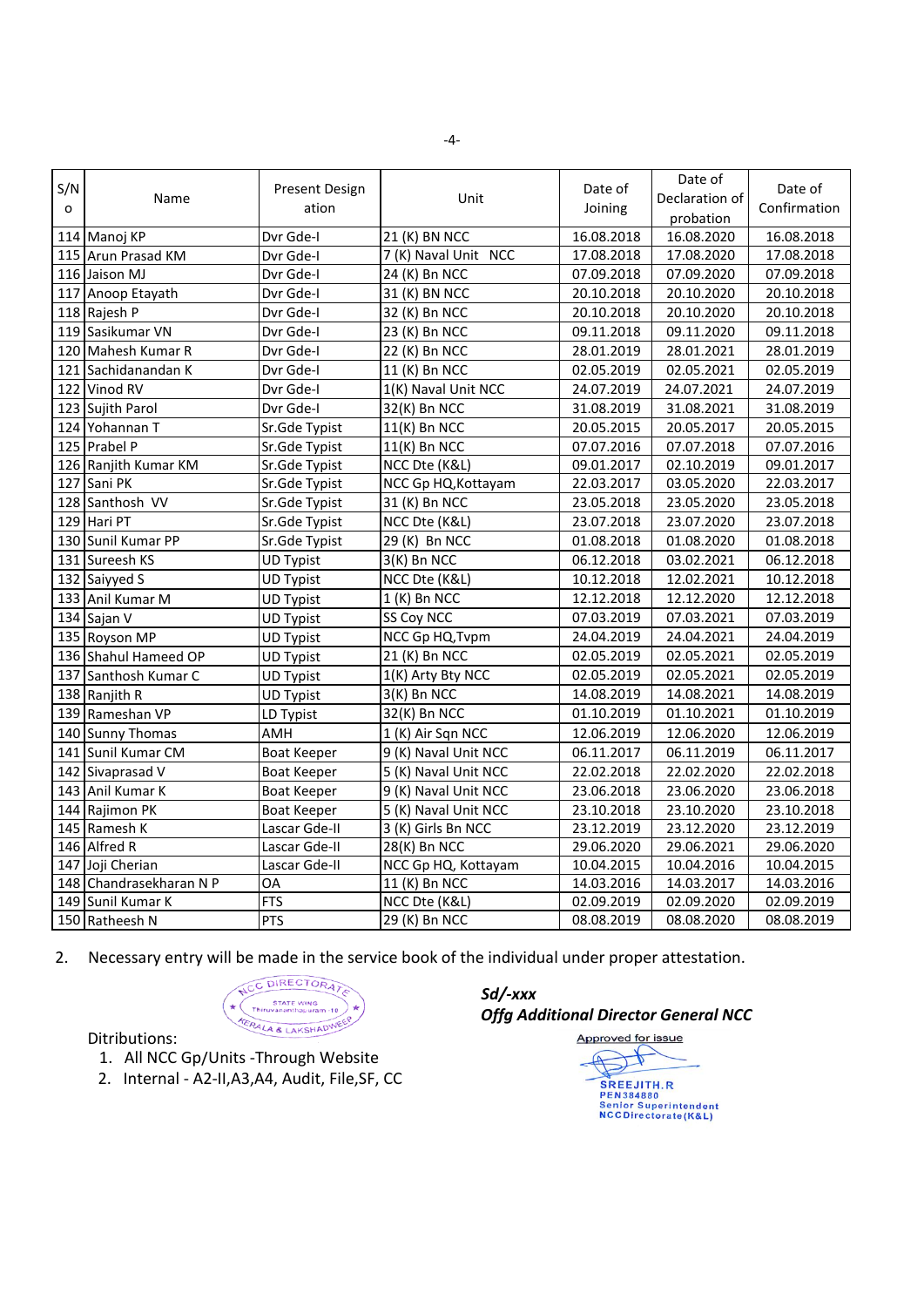| S/No | Name | Present Designation | Unit | Date of Joining | Date of Declaration of probation | Date of Confirmation |
|---|---|---|---|---|---|---|
| 114 | Manoj KP | Dvr Gde-I | 21 (K) BN NCC | 16.08.2018 | 16.08.2020 | 16.08.2018 |
| 115 | Arun Prasad KM | Dvr Gde-I | 7 (K) Naval Unit NCC | 17.08.2018 | 17.08.2020 | 17.08.2018 |
| 116 | Jaison MJ | Dvr Gde-I | 24 (K) Bn NCC | 07.09.2018 | 07.09.2020 | 07.09.2018 |
| 117 | Anoop Etayath | Dvr Gde-I | 31 (K) BN NCC | 20.10.2018 | 20.10.2020 | 20.10.2018 |
| 118 | Rajesh P | Dvr Gde-I | 32 (K) Bn NCC | 20.10.2018 | 20.10.2020 | 20.10.2018 |
| 119 | Sasikumar VN | Dvr Gde-I | 23 (K) Bn NCC | 09.11.2018 | 09.11.2020 | 09.11.2018 |
| 120 | Mahesh Kumar R | Dvr Gde-I | 22 (K) Bn NCC | 28.01.2019 | 28.01.2021 | 28.01.2019 |
| 121 | Sachidanandan K | Dvr Gde-I | 11 (K) Bn NCC | 02.05.2019 | 02.05.2021 | 02.05.2019 |
| 122 | Vinod RV | Dvr Gde-I | 1(K) Naval Unit NCC | 24.07.2019 | 24.07.2021 | 24.07.2019 |
| 123 | Sujith Parol | Dvr Gde-I | 32(K) Bn NCC | 31.08.2019 | 31.08.2021 | 31.08.2019 |
| 124 | Yohannan T | Sr.Gde Typist | 11(K) Bn NCC | 20.05.2015 | 20.05.2017 | 20.05.2015 |
| 125 | Prabel P | Sr.Gde Typist | 11(K) Bn NCC | 07.07.2016 | 07.07.2018 | 07.07.2016 |
| 126 | Ranjith Kumar KM | Sr.Gde Typist | NCC Dte (K&L) | 09.01.2017 | 02.10.2019 | 09.01.2017 |
| 127 | Sani PK | Sr.Gde Typist | NCC Gp HQ,Kottayam | 22.03.2017 | 03.05.2020 | 22.03.2017 |
| 128 | Santhosh VV | Sr.Gde Typist | 31 (K) Bn NCC | 23.05.2018 | 23.05.2020 | 23.05.2018 |
| 129 | Hari PT | Sr.Gde Typist | NCC Dte (K&L) | 23.07.2018 | 23.07.2020 | 23.07.2018 |
| 130 | Sunil Kumar PP | Sr.Gde Typist | 29 (K) Bn NCC | 01.08.2018 | 01.08.2020 | 01.08.2018 |
| 131 | Sureesh KS | UD Typist | 3(K) Bn NCC | 06.12.2018 | 03.02.2021 | 06.12.2018 |
| 132 | Saiyyed S | UD Typist | NCC Dte (K&L) | 10.12.2018 | 12.02.2021 | 10.12.2018 |
| 133 | Anil Kumar M | UD Typist | 1 (K) Bn NCC | 12.12.2018 | 12.12.2020 | 12.12.2018 |
| 134 | Sajan V | UD Typist | SS Coy NCC | 07.03.2019 | 07.03.2021 | 07.03.2019 |
| 135 | Royson MP | UD Typist | NCC Gp HQ,Tvpm | 24.04.2019 | 24.04.2021 | 24.04.2019 |
| 136 | Shahul Hameed OP | UD Typist | 21 (K) Bn NCC | 02.05.2019 | 02.05.2021 | 02.05.2019 |
| 137 | Santhosh Kumar C | UD Typist | 1(K) Arty Bty NCC | 02.05.2019 | 02.05.2021 | 02.05.2019 |
| 138 | Ranjith R | UD Typist | 3(K) Bn NCC | 14.08.2019 | 14.08.2021 | 14.08.2019 |
| 139 | Rameshan VP | LD Typist | 32(K) Bn NCC | 01.10.2019 | 01.10.2021 | 01.10.2019 |
| 140 | Sunny Thomas | AMH | 1 (K) Air Sqn NCC | 12.06.2019 | 12.06.2020 | 12.06.2019 |
| 141 | Sunil Kumar CM | Boat Keeper | 9 (K) Naval Unit NCC | 06.11.2017 | 06.11.2019 | 06.11.2017 |
| 142 | Sivaprasad V | Boat Keeper | 5 (K) Naval Unit NCC | 22.02.2018 | 22.02.2020 | 22.02.2018 |
| 143 | Anil Kumar K | Boat Keeper | 9 (K) Naval Unit NCC | 23.06.2018 | 23.06.2020 | 23.06.2018 |
| 144 | Rajimon PK | Boat Keeper | 5 (K) Naval Unit NCC | 23.10.2018 | 23.10.2020 | 23.10.2018 |
| 145 | Ramesh K | Lascar Gde-II | 3 (K) Girls Bn NCC | 23.12.2019 | 23.12.2020 | 23.12.2019 |
| 146 | Alfred R | Lascar Gde-II | 28(K) Bn NCC | 29.06.2020 | 29.06.2021 | 29.06.2020 |
| 147 | Joji Cherian | Lascar Gde-II | NCC Gp HQ, Kottayam | 10.04.2015 | 10.04.2016 | 10.04.2015 |
| 148 | Chandrasekharan N P | OA | 11 (K) Bn NCC | 14.03.2016 | 14.03.2017 | 14.03.2016 |
| 149 | Sunil Kumar K | FTS | NCC Dte (K&L) | 02.09.2019 | 02.09.2020 | 02.09.2019 |
| 150 | Ratheesh N | PTS | 29 (K) Bn NCC | 08.08.2019 | 08.08.2020 | 08.08.2019 |

2. Necessary entry will be made in the service book of the individual under proper attestation.

NCC DIRECTORATE STATE WING Thiruvananthapuram -10 KERALA & LAKSHADWEEP

*Sd/-xxx*
***Offg Additional Director General NCC***

Approved for issue
SREEJITH.R
PEN384880
Senior Superintendent
NCC Directorate(K&L)

Ditributions:

1. All NCC Gp/Units -Through Website
2. Internal - A2-II,A3,A4, Audit, File,SF, CC